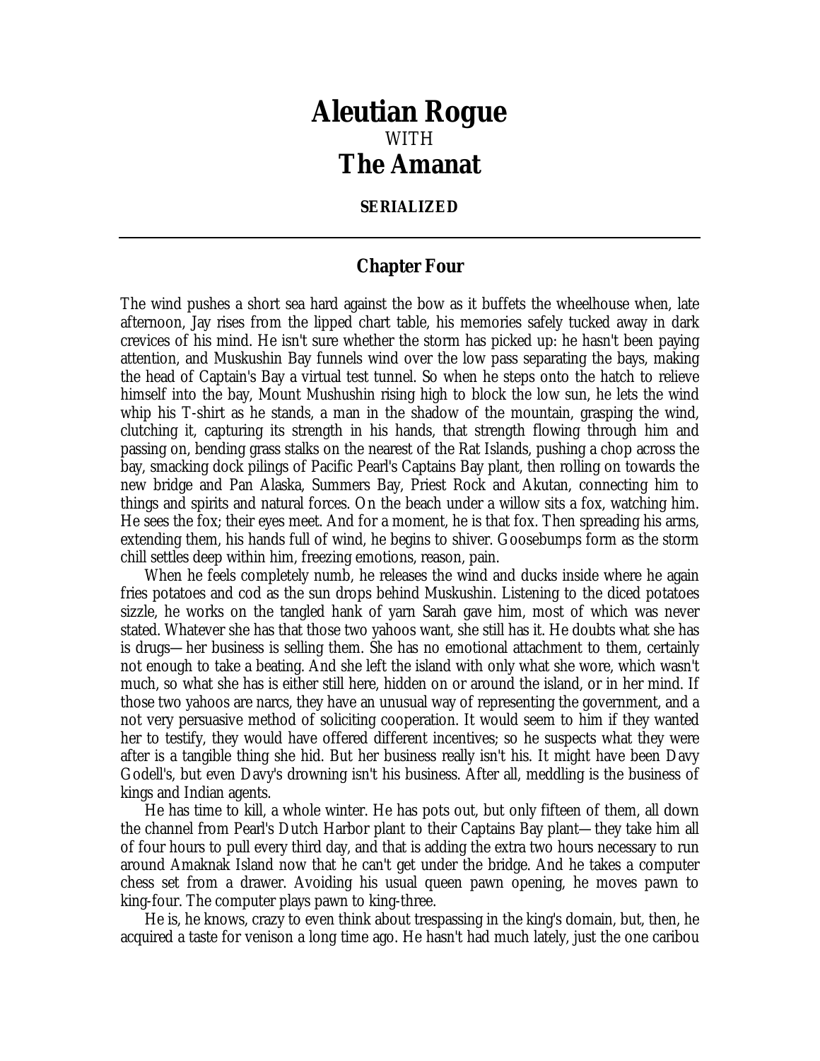# Aleutian Rogue

WITH

# The Amanat

**SERIALIZED**

---

## Chapter Four

The wind pushes a short sea hard against the bow as it buffets the wheelhouse when, late afternoon, Jay rises from the lipped chart table, his memories safely tucked away in dark crevices of his mind. He isn't sure whether the storm has picked up: he hasn't been paying attention, and Muskushin Bay funnels wind over the low pass separating the bays, making the head of Captain's Bay a virtual test tunnel. So when he steps onto the hatch to relieve himself into the bay, Mount Mushushin rising high to block the low sun, he lets the wind whip his T-shirt as he stands, a man in the shadow of the mountain, grasping the wind, clutching it, capturing its strength in his hands, that strength flowing through him and passing on, bending grass stalks on the nearest of the Rat Islands, pushing a chop across the bay, smacking dock pilings of Pacific Pearl's Captains Bay plant, then rolling on towards the new bridge and Pan Alaska, Summers Bay, Priest Rock and Akutan, connecting him to things and spirits and natural forces. On the beach under a willow sits a fox, watching him. He sees the fox; their eyes meet. And for a moment, he is that fox. Then spreading his arms, extending them, his hands full of wind, he begins to shiver. Goosebumps form as the storm chill settles deep within him, freezing emotions, reason, pain.

When he feels completely numb, he releases the wind and ducks inside where he again fries potatoes and cod as the sun drops behind Muskushin. Listening to the diced potatoes sizzle, he works on the tangled hank of yarn Sarah gave him, most of which was never stated. Whatever she has that those two yahoos want, she still has it. He doubts what she has is drugs—her business is selling them. She has no emotional attachment to them, certainly not enough to take a beating. And she left the island with only what she wore, which wasn't much, so what she has is either still here, hidden on or around the island, or in her mind. If those two yahoos are narcs, they have an unusual way of representing the government, and a not very persuasive method of soliciting cooperation. It would seem to him if they wanted her to testify, they would have offered different incentives; so he suspects what they were after is a tangible thing she hid. But her business really isn't his. It might have been Davy Godell's, but even Davy's drowning isn't his business. After all, meddling is the business of kings and Indian agents.

He has time to kill, a whole winter. He has pots out, but only fifteen of them, all down the channel from Pearl's Dutch Harbor plant to their Captains Bay plant—they take him all of four hours to pull every third day, and that is adding the extra two hours necessary to run around Amaknak Island now that he can't get under the bridge. And he takes a computer chess set from a drawer. Avoiding his usual queen pawn opening, he moves pawn to king-four. The computer plays pawn to king-three.

He is, he knows, crazy to even think about trespassing in the king's domain, but, then, he acquired a taste for venison a long time ago. He hasn't had much lately, just the one caribou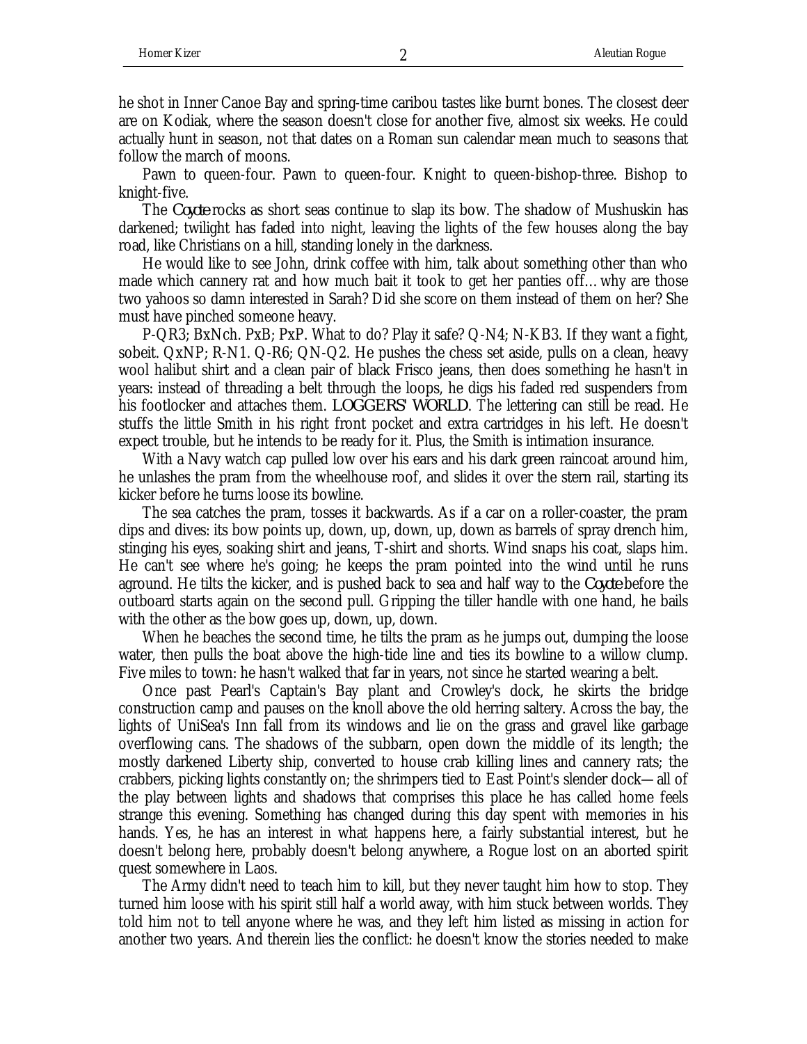he shot in Inner Canoe Bay and spring-time caribou tastes like burnt bones. The closest deer are on Kodiak, where the season doesn't close for another five, almost six weeks. He could actually hunt in season, not that dates on a Roman sun calendar mean much to seasons that follow the march of moons.

Pawn to queen-four. Pawn to queen-four. Knight to queen-bishop-three. Bishop to knight-five.

The *Coyote* rocks as short seas continue to slap its bow. The shadow of Mushuskin has darkened; twilight has faded into night, leaving the lights of the few houses along the bay road, like Christians on a hill, standing lonely in the darkness.

He would like to see John, drink coffee with him, talk about something other than who made which cannery rat and how much bait it took to get her panties off… why are those two yahoos so damn interested in Sarah? Did she score on them instead of them on her? She must have pinched someone heavy.

P-QR3; BxNch. PxB; PxP. What to do? Play it safe? Q-N4; N-KB3. If they want a fight, sobeit. QxNP; R-N1. Q-R6; QN-Q2. He pushes the chess set aside, pulls on a clean, heavy wool halibut shirt and a clean pair of black Frisco jeans, then does something he hasn't in years: instead of threading a belt through the loops, he digs his faded red suspenders from his footlocker and attaches them. *LOGGERS' WORLD*. The lettering can still be read. He stuffs the little Smith in his right front pocket and extra cartridges in his left. He doesn't expect trouble, but he intends to be ready for it. Plus, the Smith is intimation insurance.

With a Navy watch cap pulled low over his ears and his dark green raincoat around him, he unlashes the pram from the wheelhouse roof, and slides it over the stern rail, starting its kicker before he turns loose its bowline.

The sea catches the pram, tosses it backwards. As if a car on a roller-coaster, the pram dips and dives: its bow points up, down, up, down, up, down as barrels of spray drench him, stinging his eyes, soaking shirt and jeans, T-shirt and shorts. Wind snaps his coat, slaps him. He can't see where he's going; he keeps the pram pointed into the wind until he runs aground. He tilts the kicker, and is pushed back to sea and half way to the *Coyote* before the outboard starts again on the second pull. Gripping the tiller handle with one hand, he bails with the other as the bow goes up, down, up, down.

When he beaches the second time, he tilts the pram as he jumps out, dumping the loose water, then pulls the boat above the high-tide line and ties its bowline to a willow clump. Five miles to town: he hasn't walked that far in years, not since he started wearing a belt.

Once past Pearl's Captain's Bay plant and Crowley's dock, he skirts the bridge construction camp and pauses on the knoll above the old herring saltery. Across the bay, the lights of UniSea's Inn fall from its windows and lie on the grass and gravel like garbage overflowing cans. The shadows of the subbarn, open down the middle of its length; the mostly darkened Liberty ship, converted to house crab killing lines and cannery rats; the crabbers, picking lights constantly on; the shrimpers tied to East Point's slender dock—all of the play between lights and shadows that comprises this place he has called home feels strange this evening. Something has changed during this day spent with memories in his hands. Yes, he has an interest in what happens here, a fairly substantial interest, but he doesn't belong here, probably doesn't belong anywhere, a Rogue lost on an aborted spirit quest somewhere in Laos.

The Army didn't need to teach him to kill, but they never taught him how to stop. They turned him loose with his spirit still half a world away, with him stuck between worlds. They told him not to tell anyone where he was, and they left him listed as missing in action for another two years. And therein lies the conflict: he doesn't know the stories needed to make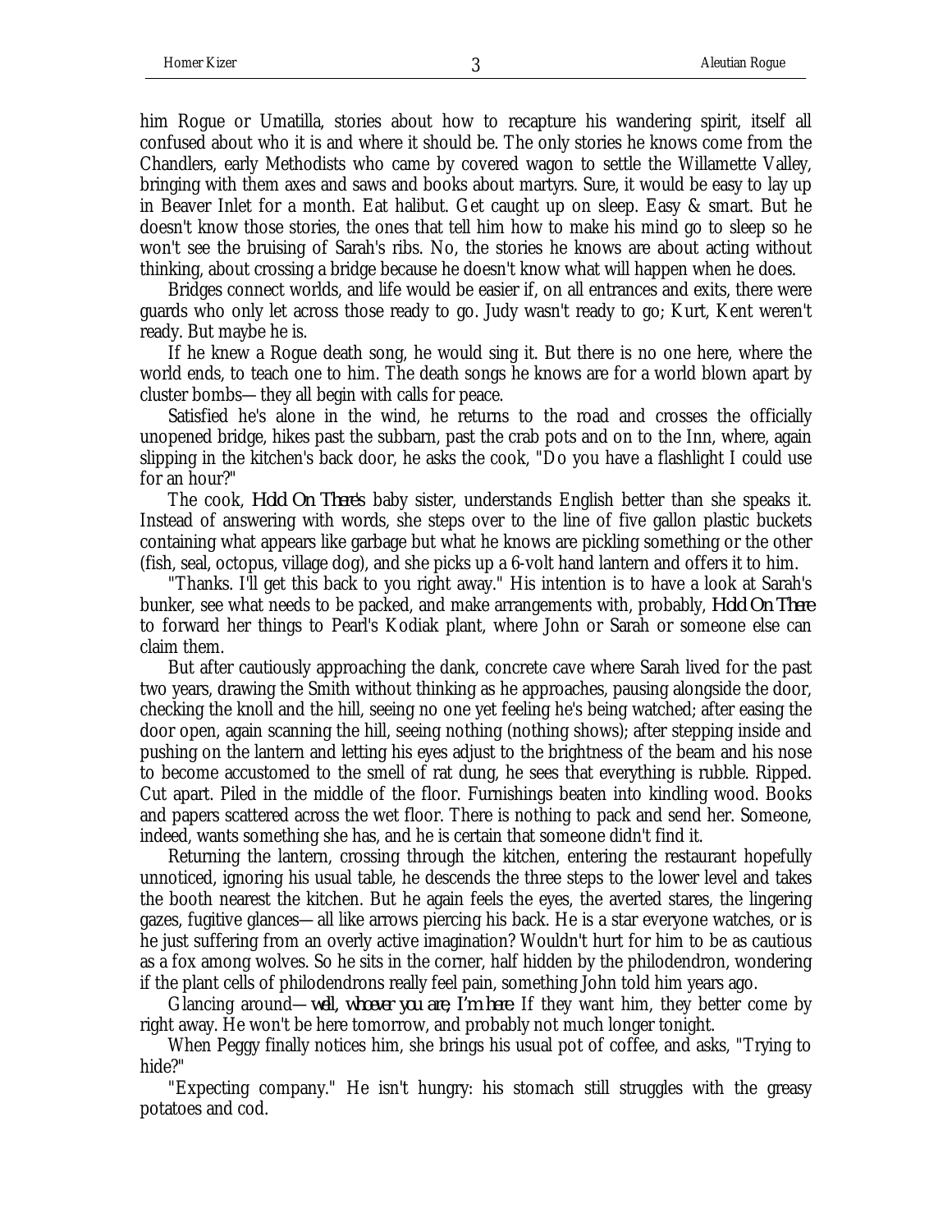him Rogue or Umatilla, stories about how to recapture his wandering spirit, itself all confused about who it is and where it should be. The only stories he knows come from the Chandlers, early Methodists who came by covered wagon to settle the Willamette Valley, bringing with them axes and saws and books about martyrs. Sure, it would be easy to lay up in Beaver Inlet for a month. Eat halibut. Get caught up on sleep. Easy & smart. But he doesn't know those stories, the ones that tell him how to make his mind go to sleep so he won't see the bruising of Sarah's ribs. No, the stories he knows are about acting without thinking, about crossing a bridge because he doesn't know what will happen when he does.

Bridges connect worlds, and life would be easier if, on all entrances and exits, there were guards who only let across those ready to go. Judy wasn't ready to go; Kurt, Kent weren't ready. But maybe he is.

If he knew a Rogue death song, he would sing it. But there is no one here, where the world ends, to teach one to him. The death songs he knows are for a world blown apart by cluster bombs—they all begin with calls for peace.

Satisfied he's alone in the wind, he returns to the road and crosses the officially unopened bridge, hikes past the subbarn, past the crab pots and on to the Inn, where, again slipping in the kitchen's back door, he asks the cook, "Do you have a flashlight I could use for an hour?"

The cook, *Hold On There's* baby sister, understands English better than she speaks it. Instead of answering with words, she steps over to the line of five gallon plastic buckets containing what appears like garbage but what he knows are pickling something or the other (fish, seal, octopus, village dog), and she picks up a 6-volt hand lantern and offers it to him.

"Thanks. I'll get this back to you right away." His intention is to have a look at Sarah's bunker, see what needs to be packed, and make arrangements with, probably, *Hold On There* to forward her things to Pearl's Kodiak plant, where John or Sarah or someone else can claim them.

But after cautiously approaching the dank, concrete cave where Sarah lived for the past two years, drawing the Smith without thinking as he approaches, pausing alongside the door, checking the knoll and the hill, seeing no one yet feeling he's being watched; after easing the door open, again scanning the hill, seeing nothing (nothing shows); after stepping inside and pushing on the lantern and letting his eyes adjust to the brightness of the beam and his nose to become accustomed to the smell of rat dung, he sees that everything is rubble. Ripped. Cut apart. Piled in the middle of the floor. Furnishings beaten into kindling wood. Books and papers scattered across the wet floor. There is nothing to pack and send her. Someone, indeed, wants something she has, and he is certain that someone didn't find it.

Returning the lantern, crossing through the kitchen, entering the restaurant hopefully unnoticed, ignoring his usual table, he descends the three steps to the lower level and takes the booth nearest the kitchen. But he again feels the eyes, the averted stares, the lingering gazes, fugitive glances—all like arrows piercing his back. He is a star everyone watches, or is he just suffering from an overly active imagination? Wouldn't hurt for him to be as cautious as a fox among wolves. So he sits in the corner, half hidden by the philodendron, wondering if the plant cells of philodendrons really feel pain, something John told him years ago.

Glancing around—*well, whoever you are, I'm here.* If they want him, they better come by right away. He won't be here tomorrow, and probably not much longer tonight.

When Peggy finally notices him, she brings his usual pot of coffee, and asks, "Trying to hide?"

"Expecting company." He isn't hungry: his stomach still struggles with the greasy potatoes and cod.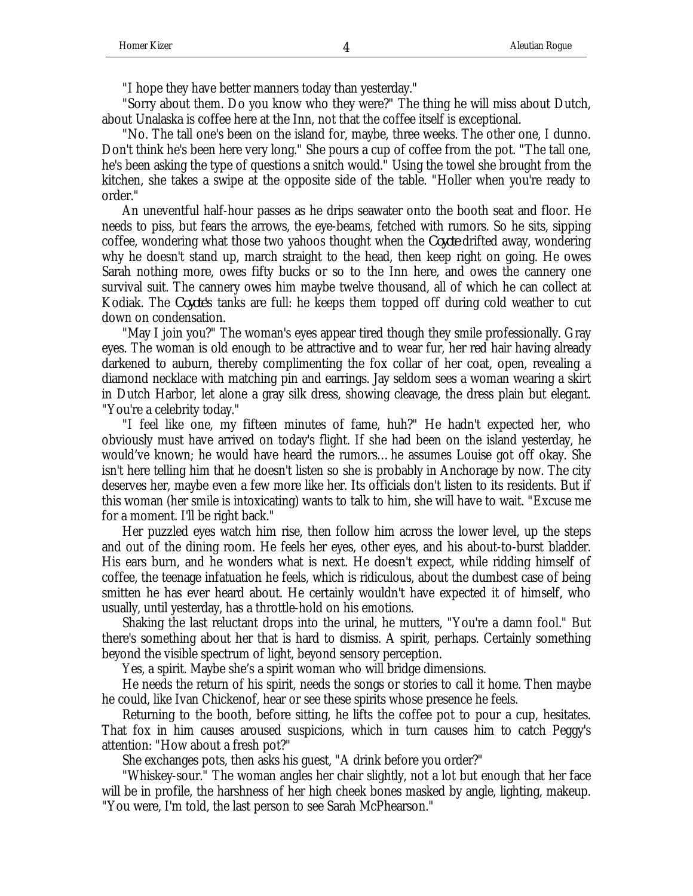"I hope they have better manners today than yesterday."

"Sorry about them. Do you know who they were?" The thing he will miss about Dutch, about Unalaska is coffee here at the Inn, not that the coffee itself is exceptional.

"No. The tall one's been on the island for, maybe, three weeks. The other one, I dunno. Don't think he's been here very long." She pours a cup of coffee from the pot. "The tall one, he's been asking the type of questions a snitch would." Using the towel she brought from the kitchen, she takes a swipe at the opposite side of the table. "Holler when you're ready to order."

An uneventful half-hour passes as he drips seawater onto the booth seat and floor. He needs to piss, but fears the arrows, the eye-beams, fetched with rumors. So he sits, sipping coffee, wondering what those two yahoos thought when the *Coyote* drifted away, wondering why he doesn't stand up, march straight to the head, then keep right on going. He owes Sarah nothing more, owes fifty bucks or so to the Inn here, and owes the cannery one survival suit. The cannery owes him maybe twelve thousand, all of which he can collect at Kodiak. The *Coyote's* tanks are full: he keeps them topped off during cold weather to cut down on condensation.

"May I join you?" The woman's eyes appear tired though they smile professionally. Gray eyes. The woman is old enough to be attractive and to wear fur, her red hair having already darkened to auburn, thereby complimenting the fox collar of her coat, open, revealing a diamond necklace with matching pin and earrings. Jay seldom sees a woman wearing a skirt in Dutch Harbor, let alone a gray silk dress, showing cleavage, the dress plain but elegant. "You're a celebrity today."

"I feel like one, my fifteen minutes of fame, huh?" He hadn't expected her, who obviously must have arrived on today's flight. If she had been on the island yesterday, he would've known; he would have heard the rumors… he assumes Louise got off okay. She isn't here telling him that he doesn't listen so she is probably in Anchorage by now. The city deserves her, maybe even a few more like her. Its officials don't listen to its residents. But if this woman (her smile is intoxicating) wants to talk to him, she will have to wait. "Excuse me for a moment. I'll be right back."

Her puzzled eyes watch him rise, then follow him across the lower level, up the steps and out of the dining room. He feels her eyes, other eyes, and his about-to-burst bladder. His ears burn, and he wonders what is next. He doesn't expect, while ridding himself of coffee, the teenage infatuation he feels, which is ridiculous, about the dumbest case of being smitten he has ever heard about. He certainly wouldn't have expected it of himself, who usually, until yesterday, has a throttle-hold on his emotions.

Shaking the last reluctant drops into the urinal, he mutters, "You're a damn fool." But there's something about her that is hard to dismiss. A spirit, perhaps. Certainly something beyond the visible spectrum of light, beyond sensory perception.

Yes, a spirit. Maybe she's a spirit woman who will bridge dimensions.

He needs the return of his spirit, needs the songs or stories to call it home. Then maybe he could, like Ivan Chickenof, hear or see these spirits whose presence he feels.

Returning to the booth, before sitting, he lifts the coffee pot to pour a cup, hesitates. That fox in him causes aroused suspicions, which in turn causes him to catch Peggy's attention: "How about a fresh pot?"

She exchanges pots, then asks his guest, "A drink before you order?"

"Whiskey-sour." The woman angles her chair slightly, not a lot but enough that her face will be in profile, the harshness of her high cheek bones masked by angle, lighting, makeup. "You were, I'm told, the last person to see Sarah McPhearson."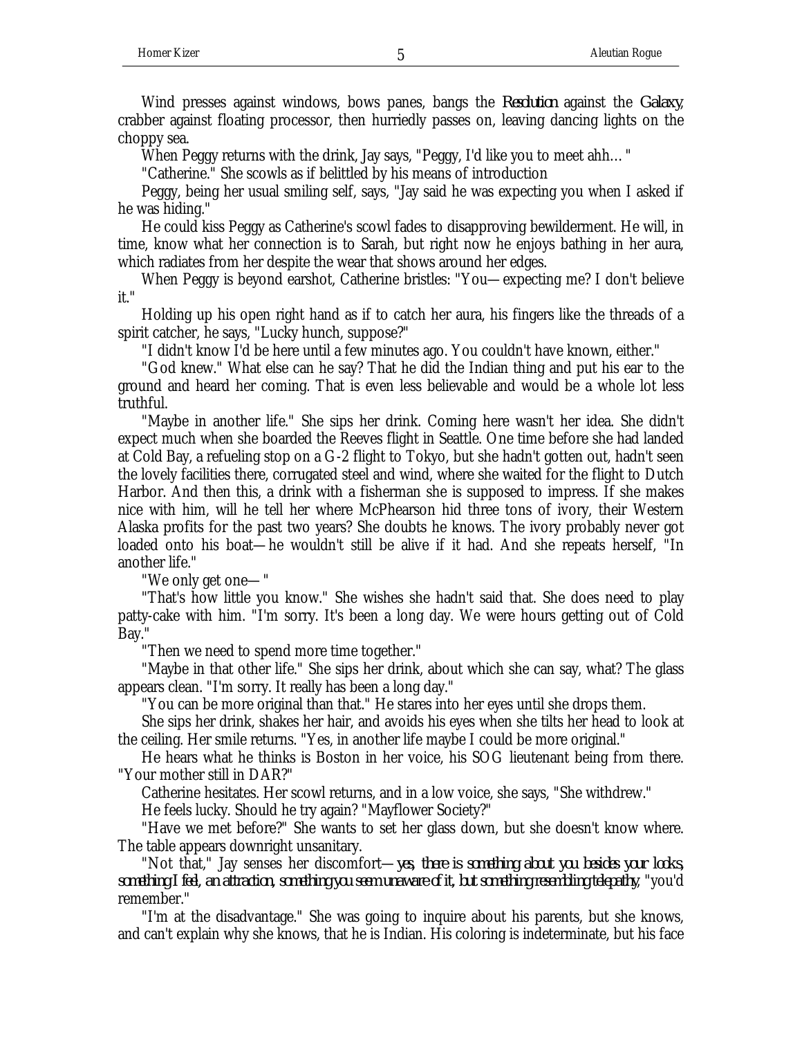Wind presses against windows, bows panes, bangs the *Resolution* against the *Galaxy*, crabber against floating processor, then hurriedly passes on, leaving dancing lights on the choppy sea.

When Peggy returns with the drink, Jay says, "Peggy, I'd like you to meet ahh… "

"Catherine." She scowls as if belittled by his means of introduction

Peggy, being her usual smiling self, says, "Jay said he was expecting you when I asked if he was hiding."

He could kiss Peggy as Catherine's scowl fades to disapproving bewilderment. He will, in time, know what her connection is to Sarah, but right now he enjoys bathing in her aura, which radiates from her despite the wear that shows around her edges.

When Peggy is beyond earshot, Catherine bristles: "You—expecting me? I don't believe it."

Holding up his open right hand as if to catch her aura, his fingers like the threads of a spirit catcher, he says, "Lucky hunch, suppose?"

"I didn't know I'd be here until a few minutes ago. You couldn't have known, either."

"God knew." What else can he say? That he did the Indian thing and put his ear to the ground and heard her coming. That is even less believable and would be a whole lot less truthful.

"Maybe in another life." She sips her drink. Coming here wasn't her idea. She didn't expect much when she boarded the Reeves flight in Seattle. One time before she had landed at Cold Bay, a refueling stop on a G-2 flight to Tokyo, but she hadn't gotten out, hadn't seen the lovely facilities there, corrugated steel and wind, where she waited for the flight to Dutch Harbor. And then this, a drink with a fisherman she is supposed to impress. If she makes nice with him, will he tell her where McPhearson hid three tons of ivory, their Western Alaska profits for the past two years? She doubts he knows. The ivory probably never got loaded onto his boat—he wouldn't still be alive if it had. And she repeats herself, "In another life."

"We only get one— "

"That's how little you know." She wishes she hadn't said that. She does need to play patty-cake with him. "I'm sorry. It's been a long day. We were hours getting out of Cold Bay."

"Then we need to spend more time together."

"Maybe in that other life." She sips her drink, about which she can say, what? The glass appears clean. "I'm sorry. It really has been a long day."

"You can be more original than that." He stares into her eyes until she drops them.

She sips her drink, shakes her hair, and avoids his eyes when she tilts her head to look at the ceiling. Her smile returns. "Yes, in another life maybe I could be more original."

He hears what he thinks is Boston in her voice, his SOG lieutenant being from there. "Your mother still in DAR?"

Catherine hesitates. Her scowl returns, and in a low voice, she says, "She withdrew."

He feels lucky. Should he try again? "Mayflower Society?"

"Have we met before?" She wants to set her glass down, but she doesn't know where. The table appears downright unsanitary.

"Not that," Jay senses her discomfort—*yes, there is something about you besides your looks, something I feel, an attraction, something you seem unaware of it, but something resembling telepathy*, "you'd remember."

"I'm at the disadvantage." She was going to inquire about his parents, but she knows, and can't explain why she knows, that he is Indian. His coloring is indeterminate, but his face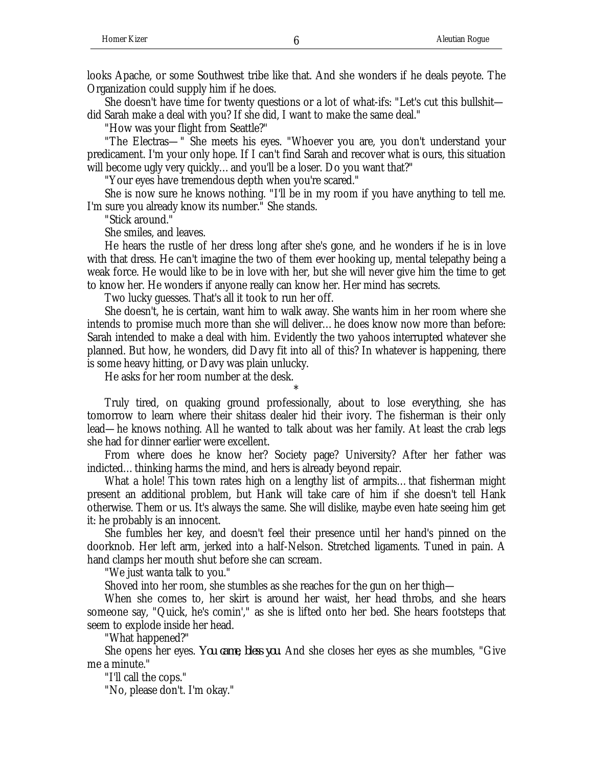looks Apache, or some Southwest tribe like that. And she wonders if he deals peyote. The Organization could supply him if he does.

She doesn't have time for twenty questions or a lot of what-ifs: "Let's cut this bullshit—did Sarah make a deal with you? If she did, I want to make the same deal."

"How was your flight from Seattle?"

"The Electras—" She meets his eyes. "Whoever you are, you don't understand your predicament. I'm your only hope. If I can't find Sarah and recover what is ours, this situation will become ugly very quickly… and you'll be a loser. Do you want that?"

"Your eyes have tremendous depth when you're scared."

She is now sure he knows nothing. "I'll be in my room if you have anything to tell me. I'm sure you already know its number." She stands.

"Stick around."

She smiles, and leaves.

He hears the rustle of her dress long after she's gone, and he wonders if he is in love with that dress. He can't imagine the two of them ever hooking up, mental telepathy being a weak force. He would like to be in love with her, but she will never give him the time to get to know her. He wonders if anyone really can know her. Her mind has secrets.

Two lucky guesses. That's all it took to run her off.

She doesn't, he is certain, want him to walk away. She wants him in her room where she intends to promise much more than she will deliver… he does know now more than before: Sarah intended to make a deal with him. Evidently the two yahoos interrupted whatever she planned. But how, he wonders, did Davy fit into all of this? In whatever is happening, there is some heavy hitting, or Davy was plain unlucky.

He asks for her room number at the desk.

*

Truly tired, on quaking ground professionally, about to lose everything, she has tomorrow to learn where their shitass dealer hid their ivory. The fisherman is their only lead—he knows nothing. All he wanted to talk about was her family. At least the crab legs she had for dinner earlier were excellent.

From where does he know her? Society page? University? After her father was indicted… thinking harms the mind, and hers is already beyond repair.

What a hole! This town rates high on a lengthy list of armpits… that fisherman might present an additional problem, but Hank will take care of him if she doesn't tell Hank otherwise. Them or us. It's always the same. She will dislike, maybe even hate seeing him get it: he probably is an innocent.

She fumbles her key, and doesn't feel their presence until her hand's pinned on the doorknob. Her left arm, jerked into a half-Nelson. Stretched ligaments. Tuned in pain. A hand clamps her mouth shut before she can scream.

"We just wanta talk to you."

Shoved into her room, she stumbles as she reaches for the gun on her thigh—

When she comes to, her skirt is around her waist, her head throbs, and she hears someone say, "Quick, he's comin'," as she is lifted onto her bed. She hears footsteps that seem to explode inside her head.

"What happened?"

She opens her eyes. *You came, bless you.* And she closes her eyes as she mumbles, "Give me a minute."

"I'll call the cops."

"No, please don't. I'm okay."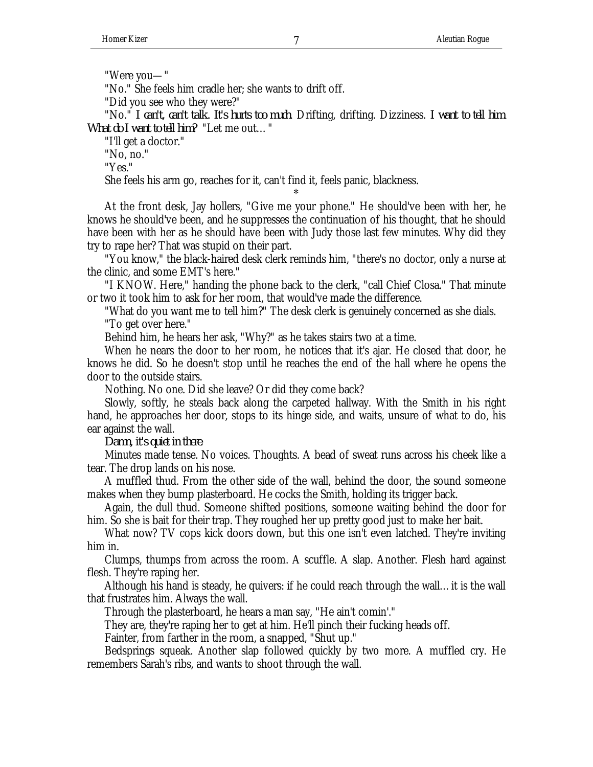"Were you—"

"No." She feels him cradle her; she wants to drift off.

"Did you see who they were?"

"No." *I can't, can't talk. It's hurts too much.* Drifting, drifting. Dizziness. *I want to tell him. What do I want to tell him?* "Let me out…"

"I'll get a doctor."

"No, no."

"Yes."

She feels his arm go, reaches for it, can't find it, feels panic, blackness.

*

At the front desk, Jay hollers, "Give me your phone." He should've been with her, he knows he should've been, and he suppresses the continuation of his thought, that he should have been with her as he should have been with Judy those last few minutes. Why did they try to rape her? That was stupid on their part.

"You know," the black-haired desk clerk reminds him, "there's no doctor, only a nurse at the clinic, and some EMT's here."

"I KNOW. Here," handing the phone back to the clerk, "call Chief Closa." That minute or two it took him to ask for her room, that would've made the difference.

"What do you want me to tell him?" The desk clerk is genuinely concerned as she dials.

"To get over here."

Behind him, he hears her ask, "Why?" as he takes stairs two at a time.

When he nears the door to her room, he notices that it's ajar. He closed that door, he knows he did. So he doesn't stop until he reaches the end of the hall where he opens the door to the outside stairs.

Nothing. No one. Did she leave? Or did they come back?

Slowly, softly, he steals back along the carpeted hallway. With the Smith in his right hand, he approaches her door, stops to its hinge side, and waits, unsure of what to do, his ear against the wall.

*Damn, it's quiet in there.*

Minutes made tense. No voices. Thoughts. A bead of sweat runs across his cheek like a tear. The drop lands on his nose.

A muffled thud. From the other side of the wall, behind the door, the sound someone makes when they bump plasterboard. He cocks the Smith, holding its trigger back.

Again, the dull thud. Someone shifted positions, someone waiting behind the door for him. So she is bait for their trap. They roughed her up pretty good just to make her bait.

What now? TV cops kick doors down, but this one isn't even latched. They're inviting him in.

Clumps, thumps from across the room. A scuffle. A slap. Another. Flesh hard against flesh. They're raping her.

Although his hand is steady, he quivers: if he could reach through the wall… it is the wall that frustrates him. Always the wall.

Through the plasterboard, he hears a man say, "He ain't comin'."

They are, they're raping her to get at him. He'll pinch their fucking heads off.

Fainter, from farther in the room, a snapped, "Shut up."

Bedsprings squeak. Another slap followed quickly by two more. A muffled cry. He remembers Sarah's ribs, and wants to shoot through the wall.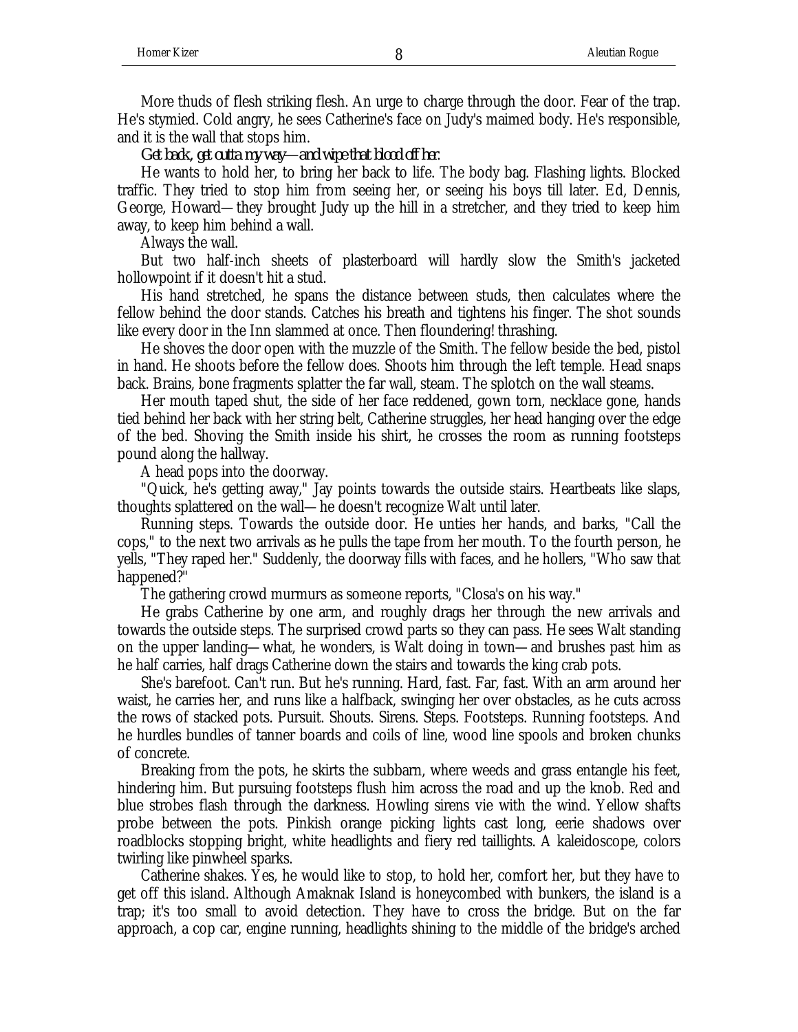More thuds of flesh striking flesh. An urge to charge through the door. Fear of the trap. He's stymied. Cold angry, he sees Catherine's face on Judy's maimed body. He's responsible, and it is the wall that stops him.

*Get back, get outta my way—and wipe that blood off her.*

He wants to hold her, to bring her back to life. The body bag. Flashing lights. Blocked traffic. They tried to stop him from seeing her, or seeing his boys till later. Ed, Dennis, George, Howard—they brought Judy up the hill in a stretcher, and they tried to keep him away, to keep him behind a wall.

Always the wall.

But two half-inch sheets of plasterboard will hardly slow the Smith's jacketed hollowpoint if it doesn't hit a stud.

His hand stretched, he spans the distance between studs, then calculates where the fellow behind the door stands. Catches his breath and tightens his finger. The shot sounds like every door in the Inn slammed at once. Then floundering! thrashing.

He shoves the door open with the muzzle of the Smith. The fellow beside the bed, pistol in hand. He shoots before the fellow does. Shoots him through the left temple. Head snaps back. Brains, bone fragments splatter the far wall, steam. The splotch on the wall steams.

Her mouth taped shut, the side of her face reddened, gown torn, necklace gone, hands tied behind her back with her string belt, Catherine struggles, her head hanging over the edge of the bed. Shoving the Smith inside his shirt, he crosses the room as running footsteps pound along the hallway.

A head pops into the doorway.

"Quick, he's getting away," Jay points towards the outside stairs. Heartbeats like slaps, thoughts splattered on the wall—he doesn't recognize Walt until later.

Running steps. Towards the outside door. He unties her hands, and barks, "Call the cops," to the next two arrivals as he pulls the tape from her mouth. To the fourth person, he yells, "They raped her." Suddenly, the doorway fills with faces, and he hollers, "Who saw that happened?"

The gathering crowd murmurs as someone reports, "Closa's on his way."

He grabs Catherine by one arm, and roughly drags her through the new arrivals and towards the outside steps. The surprised crowd parts so they can pass. He sees Walt standing on the upper landing—what, he wonders, is Walt doing in town—and brushes past him as he half carries, half drags Catherine down the stairs and towards the king crab pots.

She's barefoot. Can't run. But he's running. Hard, fast. Far, fast. With an arm around her waist, he carries her, and runs like a halfback, swinging her over obstacles, as he cuts across the rows of stacked pots. Pursuit. Shouts. Sirens. Steps. Footsteps. Running footsteps. And he hurdles bundles of tanner boards and coils of line, wood line spools and broken chunks of concrete.

Breaking from the pots, he skirts the subbarn, where weeds and grass entangle his feet, hindering him. But pursuing footsteps flush him across the road and up the knob. Red and blue strobes flash through the darkness. Howling sirens vie with the wind. Yellow shafts probe between the pots. Pinkish orange picking lights cast long, eerie shadows over roadblocks stopping bright, white headlights and fiery red taillights. A kaleidoscope, colors twirling like pinwheel sparks.

Catherine shakes. Yes, he would like to stop, to hold her, comfort her, but they have to get off this island. Although Amaknak Island is honeycombed with bunkers, the island is a trap; it's too small to avoid detection. They have to cross the bridge. But on the far approach, a cop car, engine running, headlights shining to the middle of the bridge's arched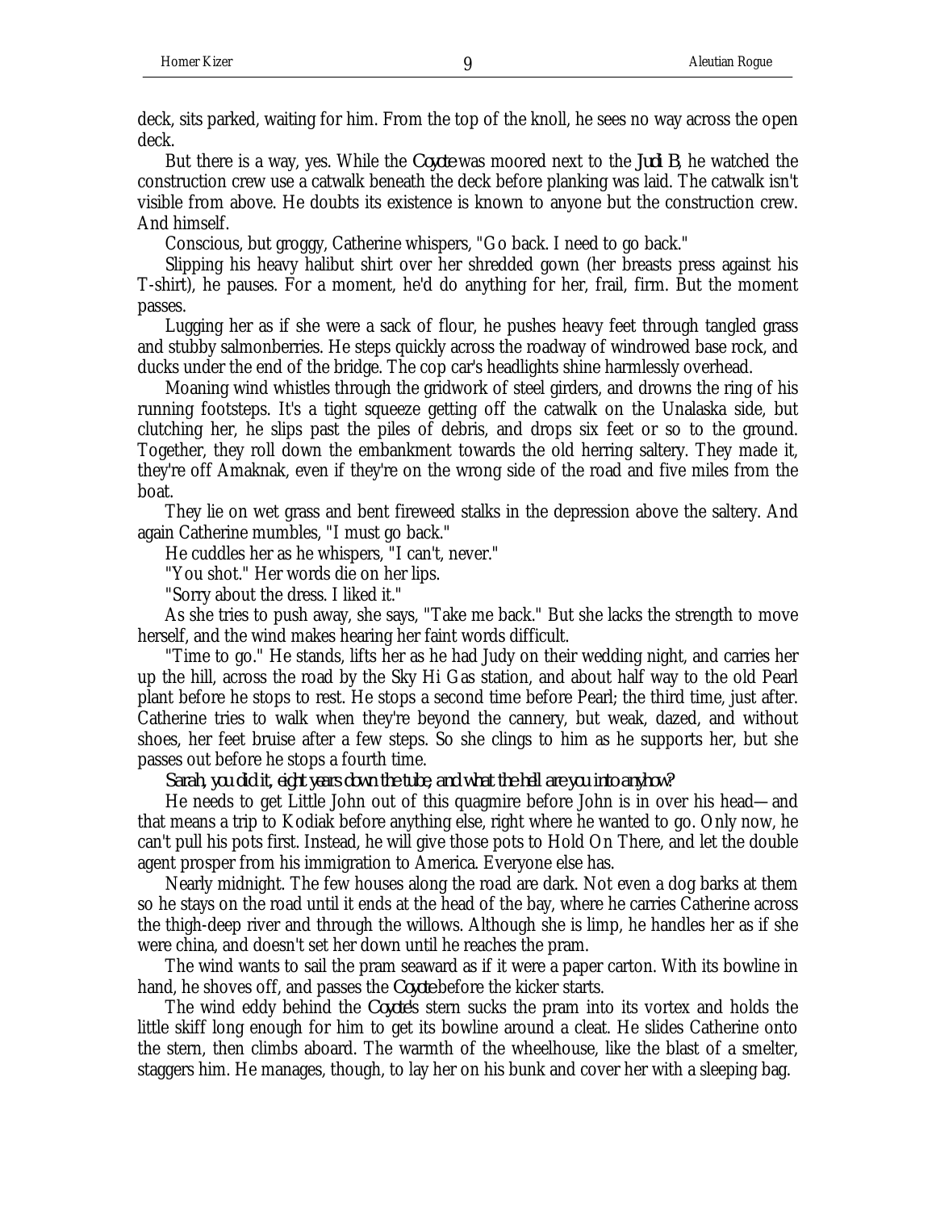deck, sits parked, waiting for him. From the top of the knoll, he sees no way across the open deck.

But there is a way, yes. While the *Coyote* was moored next to the *Judi B*, he watched the construction crew use a catwalk beneath the deck before planking was laid. The catwalk isn't visible from above. He doubts its existence is known to anyone but the construction crew. And himself.

Conscious, but groggy, Catherine whispers, "Go back. I need to go back."

Slipping his heavy halibut shirt over her shredded gown (her breasts press against his T-shirt), he pauses. For a moment, he'd do anything for her, frail, firm. But the moment passes.

Lugging her as if she were a sack of flour, he pushes heavy feet through tangled grass and stubby salmonberries. He steps quickly across the roadway of windrowed base rock, and ducks under the end of the bridge. The cop car's headlights shine harmlessly overhead.

Moaning wind whistles through the gridwork of steel girders, and drowns the ring of his running footsteps. It's a tight squeeze getting off the catwalk on the Unalaska side, but clutching her, he slips past the piles of debris, and drops six feet or so to the ground. Together, they roll down the embankment towards the old herring saltery. They made it, they're off Amaknak, even if they're on the wrong side of the road and five miles from the boat.

They lie on wet grass and bent fireweed stalks in the depression above the saltery. And again Catherine mumbles, "I must go back."

He cuddles her as he whispers, "I can't, never."

"You shot." Her words die on her lips.

"Sorry about the dress. I liked it."

As she tries to push away, she says, "Take me back." But she lacks the strength to move herself, and the wind makes hearing her faint words difficult.

"Time to go." He stands, lifts her as he had Judy on their wedding night, and carries her up the hill, across the road by the Sky Hi Gas station, and about half way to the old Pearl plant before he stops to rest. He stops a second time before Pearl; the third time, just after. Catherine tries to walk when they're beyond the cannery, but weak, dazed, and without shoes, her feet bruise after a few steps. So she clings to him as he supports her, but she passes out before he stops a fourth time.

*Sarah, you did it, eight years down the tube, and what the hell are you into anyhow?*

He needs to get Little John out of this quagmire before John is in over his head—and that means a trip to Kodiak before anything else, right where he wanted to go. Only now, he can't pull his pots first. Instead, he will give those pots to Hold On There, and let the double agent prosper from his immigration to America. Everyone else has.

Nearly midnight. The few houses along the road are dark. Not even a dog barks at them so he stays on the road until it ends at the head of the bay, where he carries Catherine across the thigh-deep river and through the willows. Although she is limp, he handles her as if she were china, and doesn't set her down until he reaches the pram.

The wind wants to sail the pram seaward as if it were a paper carton. With its bowline in hand, he shoves off, and passes the *Coyote* before the kicker starts.

The wind eddy behind the *Coyote's* stern sucks the pram into its vortex and holds the little skiff long enough for him to get its bowline around a cleat. He slides Catherine onto the stern, then climbs aboard. The warmth of the wheelhouse, like the blast of a smelter, staggers him. He manages, though, to lay her on his bunk and cover her with a sleeping bag.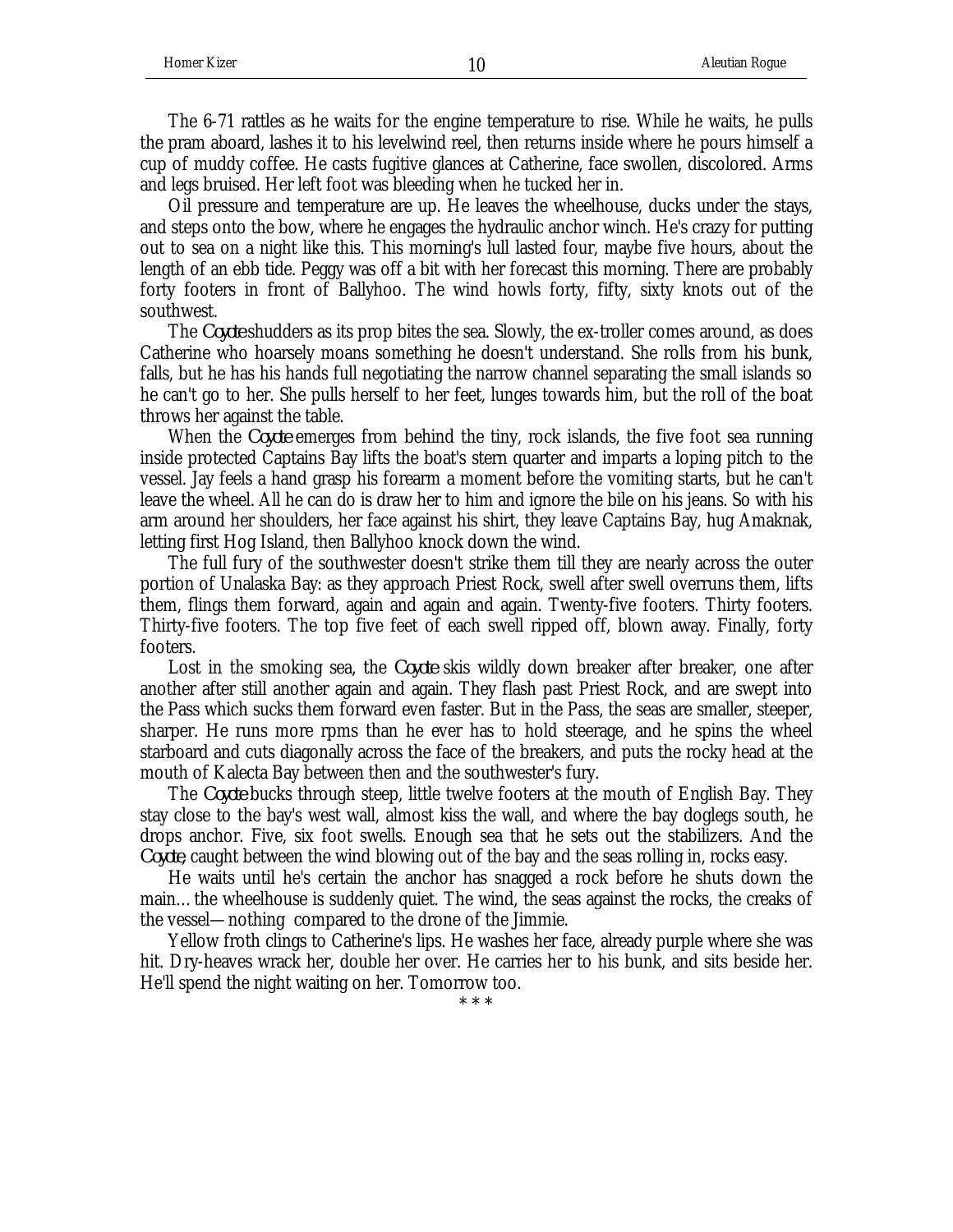The 6-71 rattles as he waits for the engine temperature to rise. While he waits, he pulls the pram aboard, lashes it to his levelwind reel, then returns inside where he pours himself a cup of muddy coffee. He casts fugitive glances at Catherine, face swollen, discolored. Arms and legs bruised. Her left foot was bleeding when he tucked her in.

Oil pressure and temperature are up. He leaves the wheelhouse, ducks under the stays, and steps onto the bow, where he engages the hydraulic anchor winch. He's crazy for putting out to sea on a night like this. This morning's lull lasted four, maybe five hours, about the length of an ebb tide. Peggy was off a bit with her forecast this morning. There are probably forty footers in front of Ballyhoo. The wind howls forty, fifty, sixty knots out of the southwest.

The *Coyote* shudders as its prop bites the sea. Slowly, the ex-troller comes around, as does Catherine who hoarsely moans something he doesn't understand. She rolls from his bunk, falls, but he has his hands full negotiating the narrow channel separating the small islands so he can't go to her. She pulls herself to her feet, lunges towards him, but the roll of the boat throws her against the table.

When the *Coyote* emerges from behind the tiny, rock islands, the five foot sea running inside protected Captains Bay lifts the boat's stern quarter and imparts a loping pitch to the vessel. Jay feels a hand grasp his forearm a moment before the vomiting starts, but he can't leave the wheel. All he can do is draw her to him and ignore the bile on his jeans. So with his arm around her shoulders, her face against his shirt, they leave Captains Bay, hug Amaknak, letting first Hog Island, then Ballyhoo knock down the wind.

The full fury of the southwester doesn't strike them till they are nearly across the outer portion of Unalaska Bay: as they approach Priest Rock, swell after swell overruns them, lifts them, flings them forward, again and again and again. Twenty-five footers. Thirty footers. Thirty-five footers. The top five feet of each swell ripped off, blown away. Finally, forty footers.

Lost in the smoking sea, the *Coyote* skis wildly down breaker after breaker, one after another after still another again and again. They flash past Priest Rock, and are swept into the Pass which sucks them forward even faster. But in the Pass, the seas are smaller, steeper, sharper. He runs more rpms than he ever has to hold steerage, and he spins the wheel starboard and cuts diagonally across the face of the breakers, and puts the rocky head at the mouth of Kalecta Bay between then and the southwester's fury.

The *Coyote* bucks through steep, little twelve footers at the mouth of English Bay. They stay close to the bay's west wall, almost kiss the wall, and where the bay doglegs south, he drops anchor. Five, six foot swells. Enough sea that he sets out the stabilizers. And the *Coyote*, caught between the wind blowing out of the bay and the seas rolling in, rocks easy.

He waits until he's certain the anchor has snagged a rock before he shuts down the main... the wheelhouse is suddenly quiet. The wind, the seas against the rocks, the creaks of the vessel—nothing compared to the drone of the Jimmie.

Yellow froth clings to Catherine's lips. He washes her face, already purple where she was hit. Dry-heaves wrack her, double her over. He carries her to his bunk, and sits beside her. He'll spend the night waiting on her. Tomorrow too.

* * *